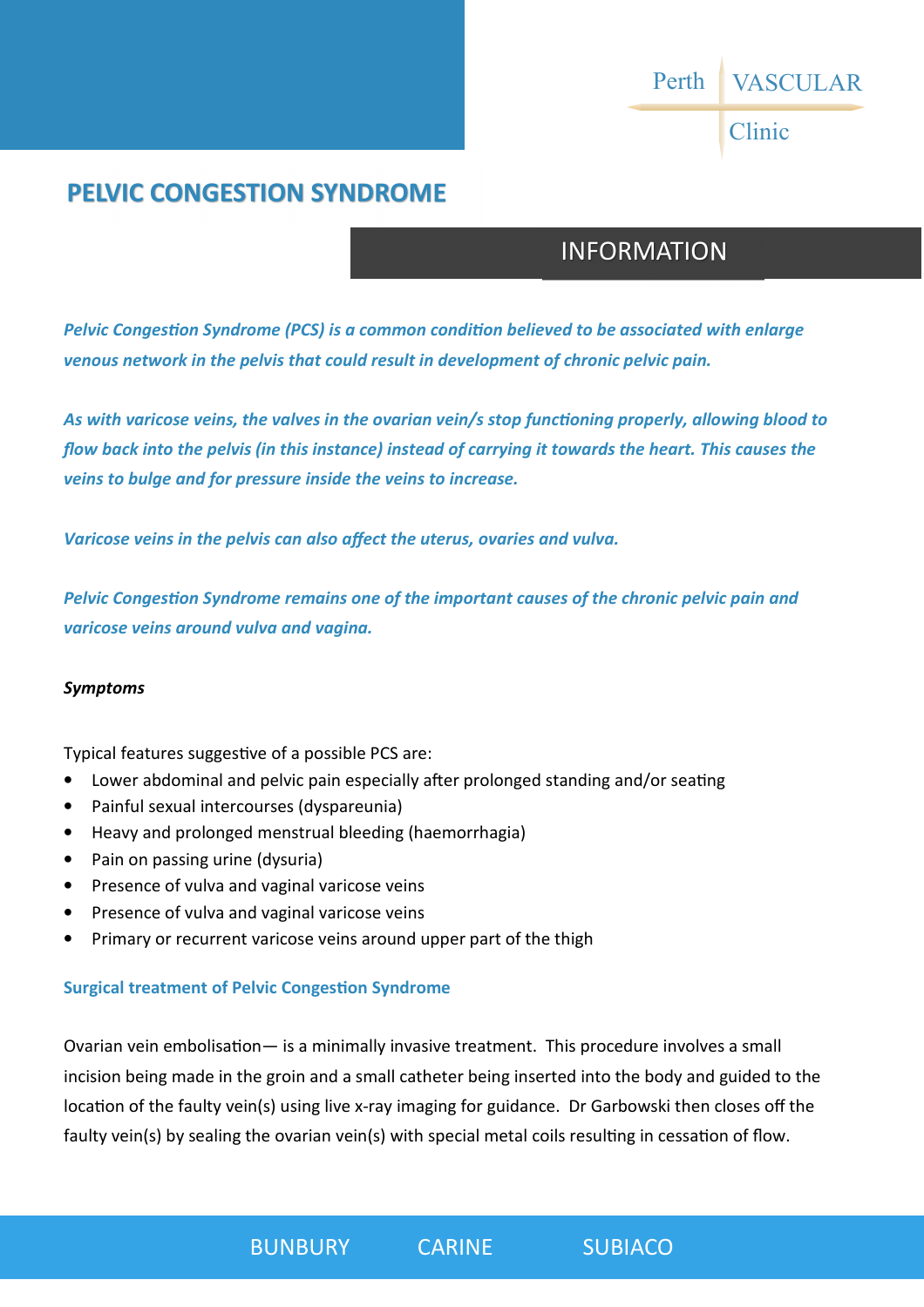Perth VASCULAR Clinic

# PELVIC CONGESTION SYNDROME

## INFORMATION

***Pelvic Congestion Syndrome (PCS) is a common condition believed to be associated with enlarge venous network in the pelvis that could result in development of chronic pelvic pain.***

***As with varicose veins, the valves in the ovarian vein/s stop functioning properly, allowing blood to flow back into the pelvis (in this instance) instead of carrying it towards the heart. This causes the veins to bulge and for pressure inside the veins to increase.***

***Varicose veins in the pelvis can also affect the uterus, ovaries and vulva.***

***Pelvic Congestion Syndrome remains one of the important causes of the chronic pelvic pain and varicose veins around vulva and vagina.***

***Symptoms***

Typical features suggestive of a possible PCS are:

- Lower abdominal and pelvic pain especially after prolonged standing and/or seating
- Painful sexual intercourses (dyspareunia)
- Heavy and prolonged menstrual bleeding (haemorrhagia)
- Pain on passing urine (dysuria)
- Presence of vulva and vaginal varicose veins
- Presence of vulva and vaginal varicose veins
- Primary or recurrent varicose veins around upper part of the thigh

### Surgical treatment of Pelvic Congestion Syndrome

Ovarian vein embolisation— is a minimally invasive treatment. This procedure involves a small incision being made in the groin and a small catheter being inserted into the body and guided to the location of the faulty vein(s) using live x-ray imaging for guidance. Dr Garbowski then closes off the faulty vein(s) by sealing the ovarian vein(s) with special metal coils resulting in cessation of flow.

BUNBURY CARINE SUBIACO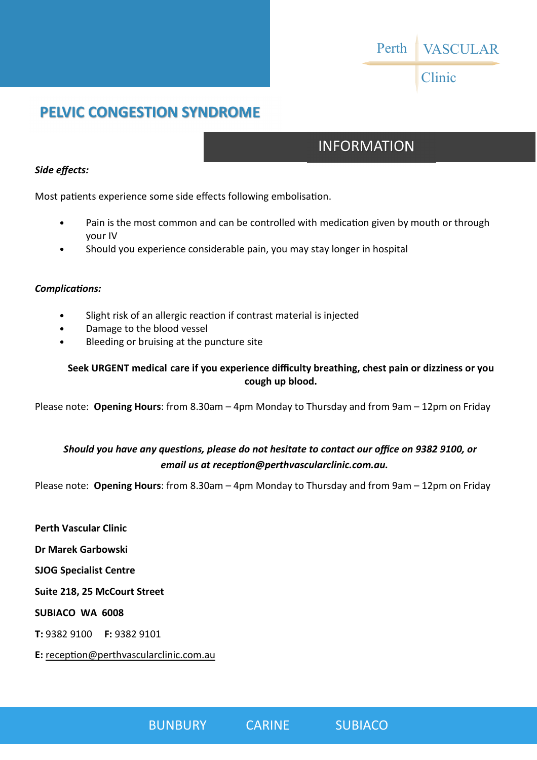# PELVIC CONGESTION SYNDROME

## INFORMATION

***Side effects:***

Most patients experience some side effects following embolisation.

- Pain is the most common and can be controlled with medication given by mouth or through your IV
- Should you experience considerable pain, you may stay longer in hospital

***Complications:***

- Slight risk of an allergic reaction if contrast material is injected
- Damage to the blood vessel
- Bleeding or bruising at the puncture site

**Seek URGENT medical care if you experience difficulty breathing, chest pain or dizziness or you cough up blood.**

Please note: **Opening Hours**: from 8.30am – 4pm Monday to Thursday and from 9am – 12pm on Friday

***Should you have any questions, please do not hesitate to contact our office on 9382 9100, or email us at reception@perthvascularclinic.com.au.***

Please note: **Opening Hours**: from 8.30am – 4pm Monday to Thursday and from 9am – 12pm on Friday

**Perth Vascular Clinic**

**Dr Marek Garbowski**

**SJOG Specialist Centre**

**Suite 218, 25 McCourt Street**

**SUBIACO WA 6008**

**T:** 9382 9100 **F:** 9382 9101

**E:** reception@perthvascularclinic.com.au

BUNBURY CARINE SUBIACO